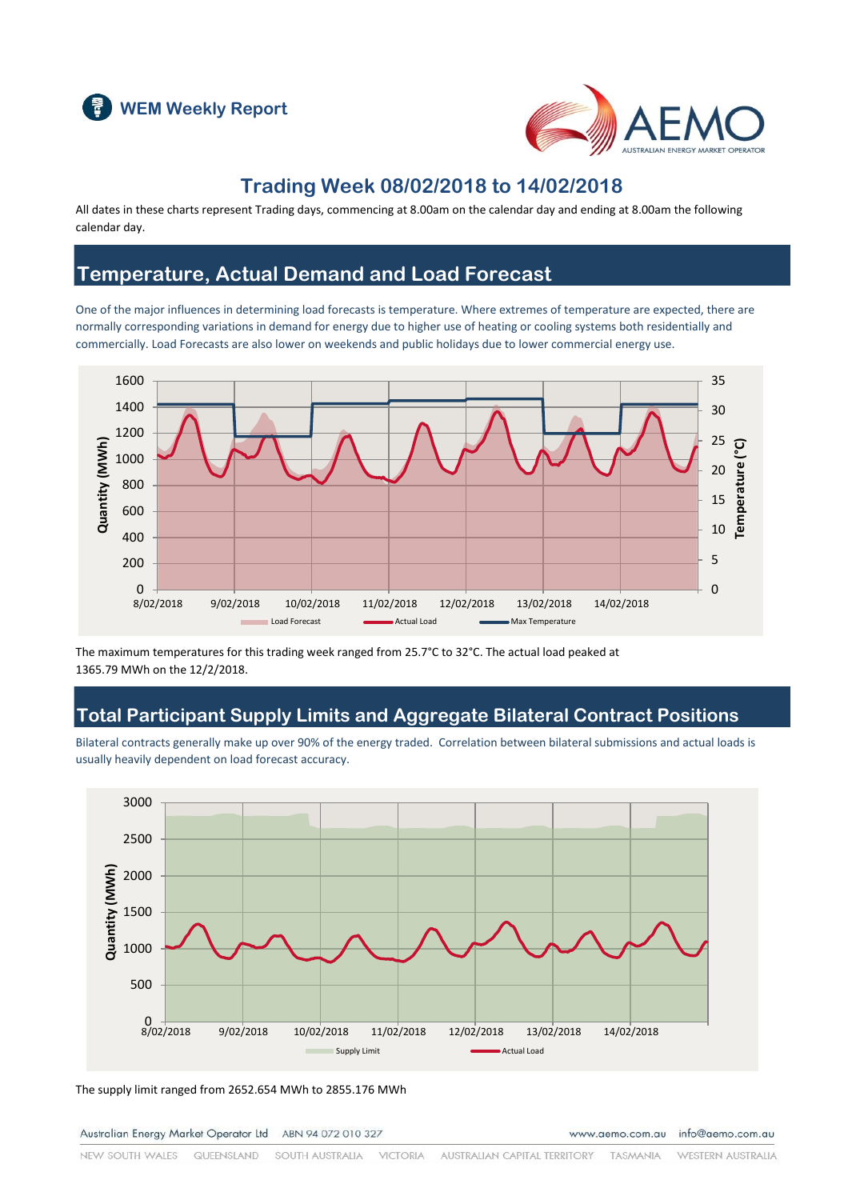# WEM Weekly Report

## Trading Week 08/02/2018 to 14/02/2018

All dates in these charts represent Trading days, commencing at 8.00am on the calendar day and ending at 8.00am the following calendar day.

## Temperature, Actual Demand and Load Forecast

One of the major influences in determining load forecasts is temperature. Where extremes of temperature are expected, there are normally corresponding variations in demand for energy due to higher use of heating or cooling systems both residentially and commercially. Load Forecasts are also lower on weekends and public holidays due to lower commercial energy use.

The maximum temperatures for this trading week ranged from 25.7°C to 32°C. The actual load peaked at 1365.79 MWh on the 12/2/2018.

## Total Participant Supply Limits and Aggregate Bilateral Contract Positions

Bilateral contracts generally make up over 90% of the energy traded. Correlation between bilateral submissions and actual loads is usually heavily dependent on load forecast accuracy.

The supply limit ranged from 2652.654 MWh to 2855.176 MWh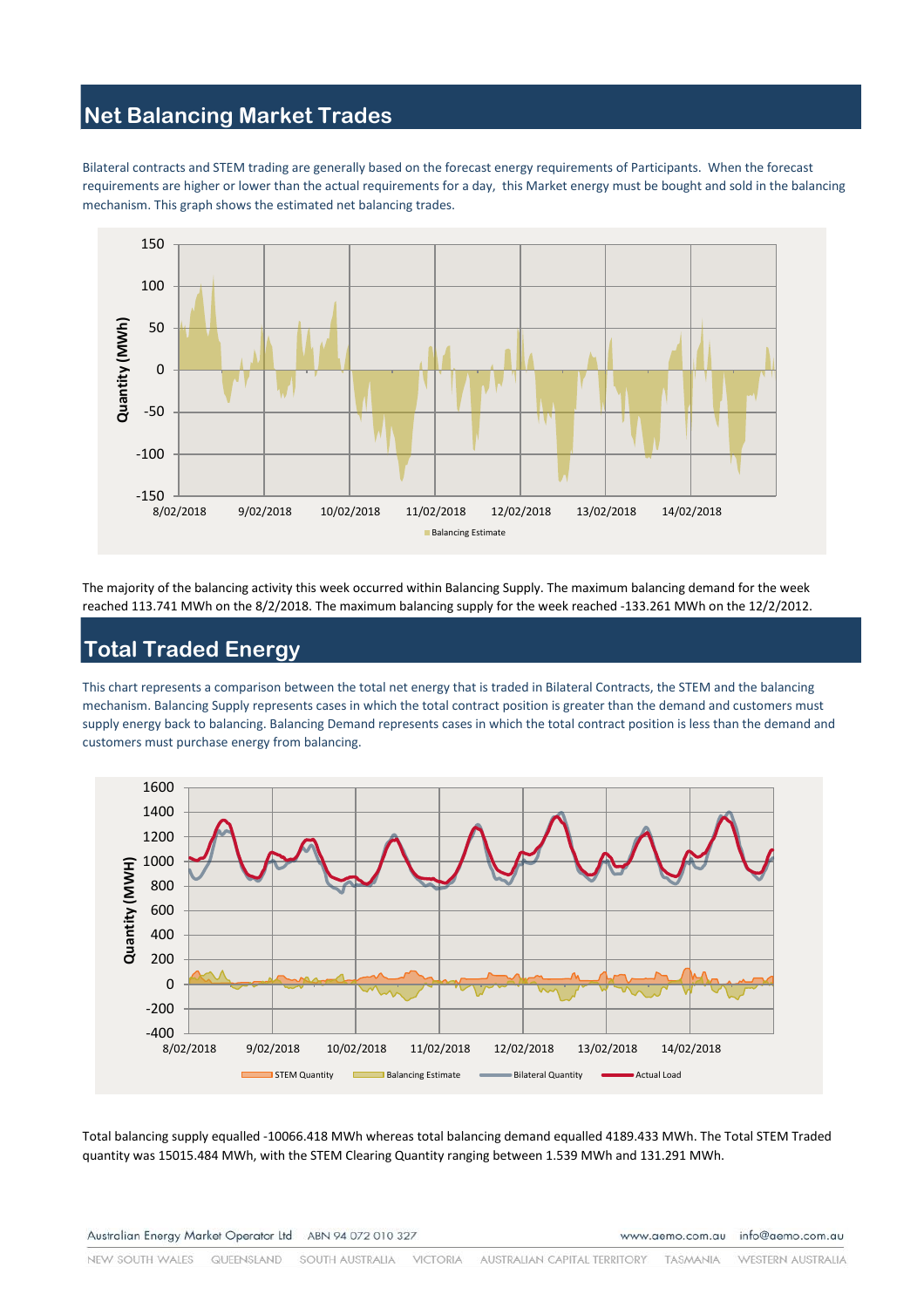## Net Balancing Market Trades

Bilateral contracts and STEM trading are generally based on the forecast energy requirements of Participants. When the forecast requirements are higher or lower than the actual requirements for a day, this Market energy must be bought and sold in the balancing mechanism. This graph shows the estimated net balancing trades.

The majority of the balancing activity this week occurred within Balancing Supply. The maximum balancing demand for the week reached 113.741 MWh on the 8/2/2018. The maximum balancing supply for the week reached -133.261 MWh on the 12/2/2012.

## Total Traded Energy

This chart represents a comparison between the total net energy that is traded in Bilateral Contracts, the STEM and the balancing mechanism. Balancing Supply represents cases in which the total contract position is greater than the demand and customers must supply energy back to balancing. Balancing Demand represents cases in which the total contract position is less than the demand and customers must purchase energy from balancing.

Total balancing supply equalled -10066.418 MWh whereas total balancing demand equalled 4189.433 MWh. The Total STEM Traded quantity was 15015.484 MWh, with the STEM Clearing Quantity ranging between 1.539 MWh and 131.291 MWh.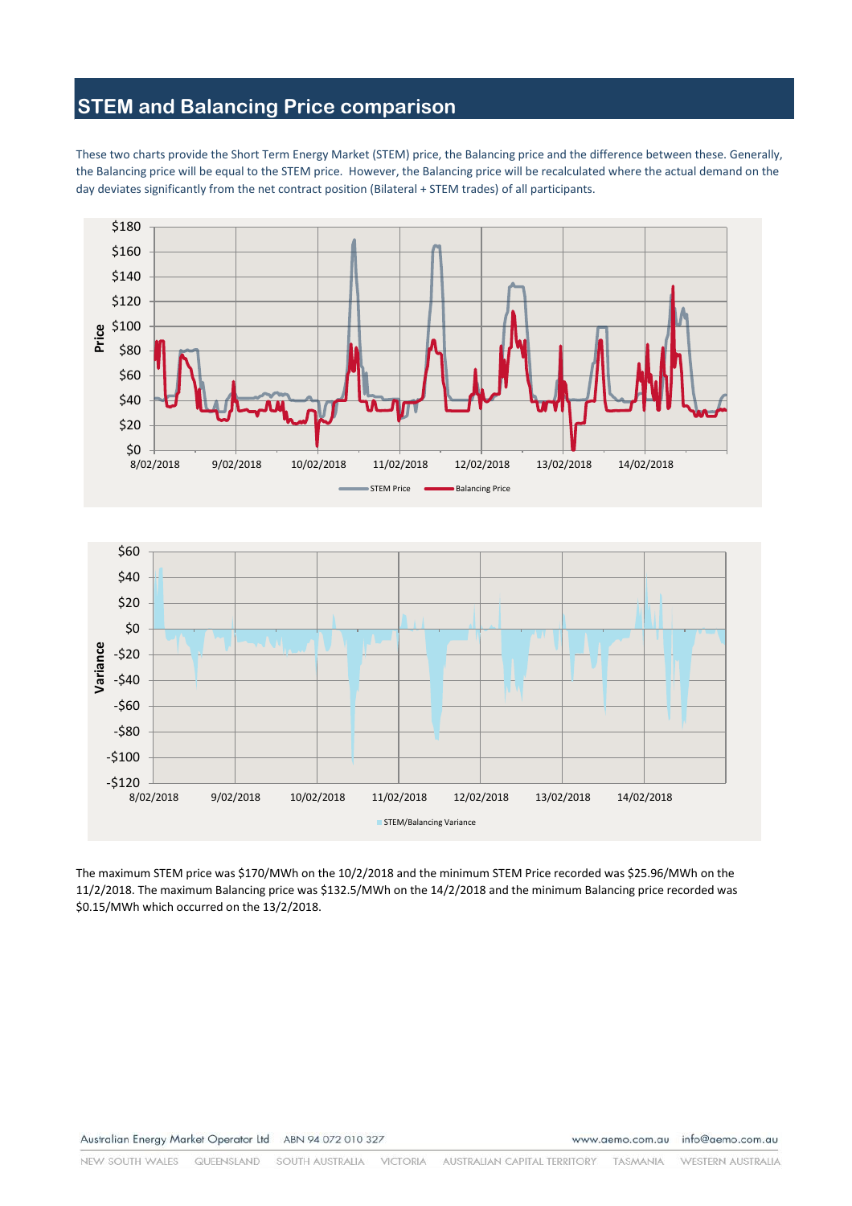## STEM and Balancing Price comparison

These two charts provide the Short Term Energy Market (STEM) price, the Balancing price and the difference between these. Generally, the Balancing price will be equal to the STEM price. However, the Balancing price will be recalculated where the actual demand on the day deviates significantly from the net contract position (Bilateral + STEM trades) of all participants.

Price

$180
$160
$140
$120
$100
$80
$60
$40
$20
$0

8/02/2018
9/02/2018
10/02/2018
11/02/2018
12/02/2018
13/02/2018
14/02/2018

STEM Price
Balancing Price

Variance

$60
$40
$20
$0
-$20
-$40
-$60
-$80
-$100
-$120

8/02/2018
9/02/2018
10/02/2018
11/02/2018
12/02/2018
13/02/2018
14/02/2018

STEM/Balancing Variance

The maximum STEM price was $170/MWh on the 10/2/2018 and the minimum STEM Price recorded was $25.96/MWh on the 11/2/2018. The maximum Balancing price was $132.5/MWh on the 14/2/2018 and the minimum Balancing price recorded was $0.15/MWh which occurred on the 13/2/2018.